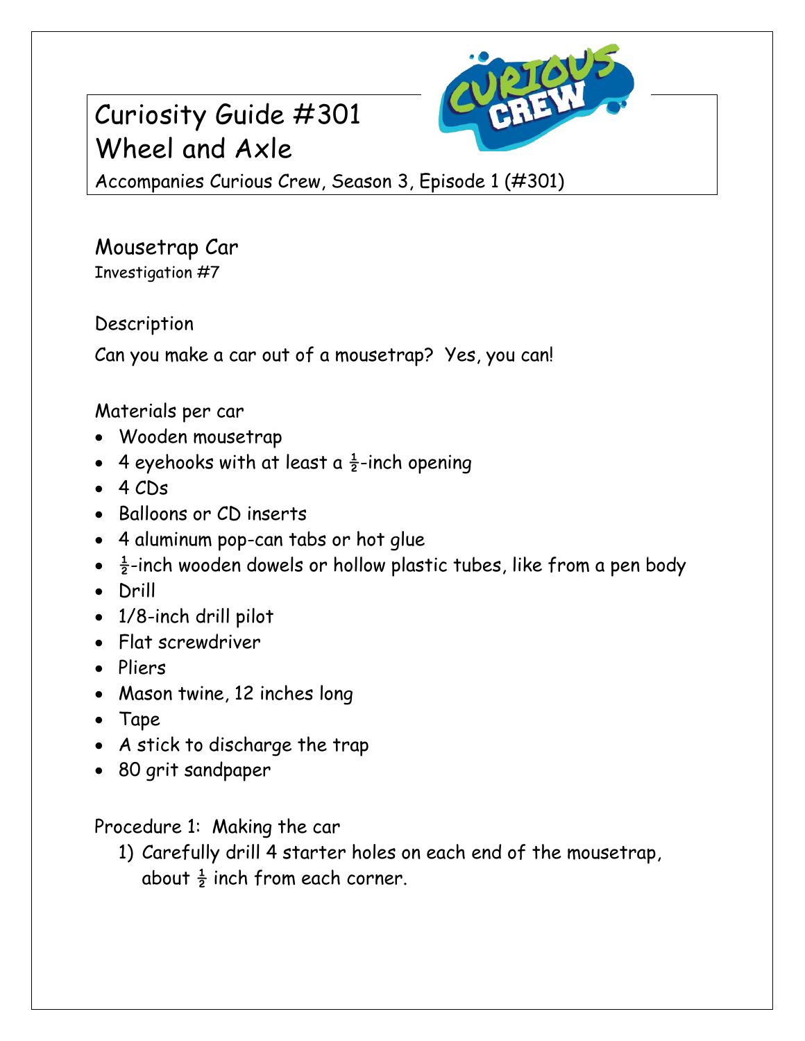# Curiosity Guide #301
# Wheel and Axle

Accompanies Curious Crew, Season 3, Episode 1 (#301)

## Mousetrap Car

Investigation #7

### Description

Can you make a car out of a mousetrap? Yes, you can!

### Materials per car

- Wooden mousetrap
- 4 eyehooks with at least a ½-inch opening
- 4 CDs
- Balloons or CD inserts
- 4 aluminum pop-can tabs or hot glue
- ½-inch wooden dowels or hollow plastic tubes, like from a pen body
- Drill
- 1/8-inch drill pilot
- Flat screwdriver
- Pliers
- Mason twine, 12 inches long
- Tape
- A stick to discharge the trap
- 80 grit sandpaper

### Procedure 1: Making the car

1) Carefully drill 4 starter holes on each end of the mousetrap, about ½ inch from each corner.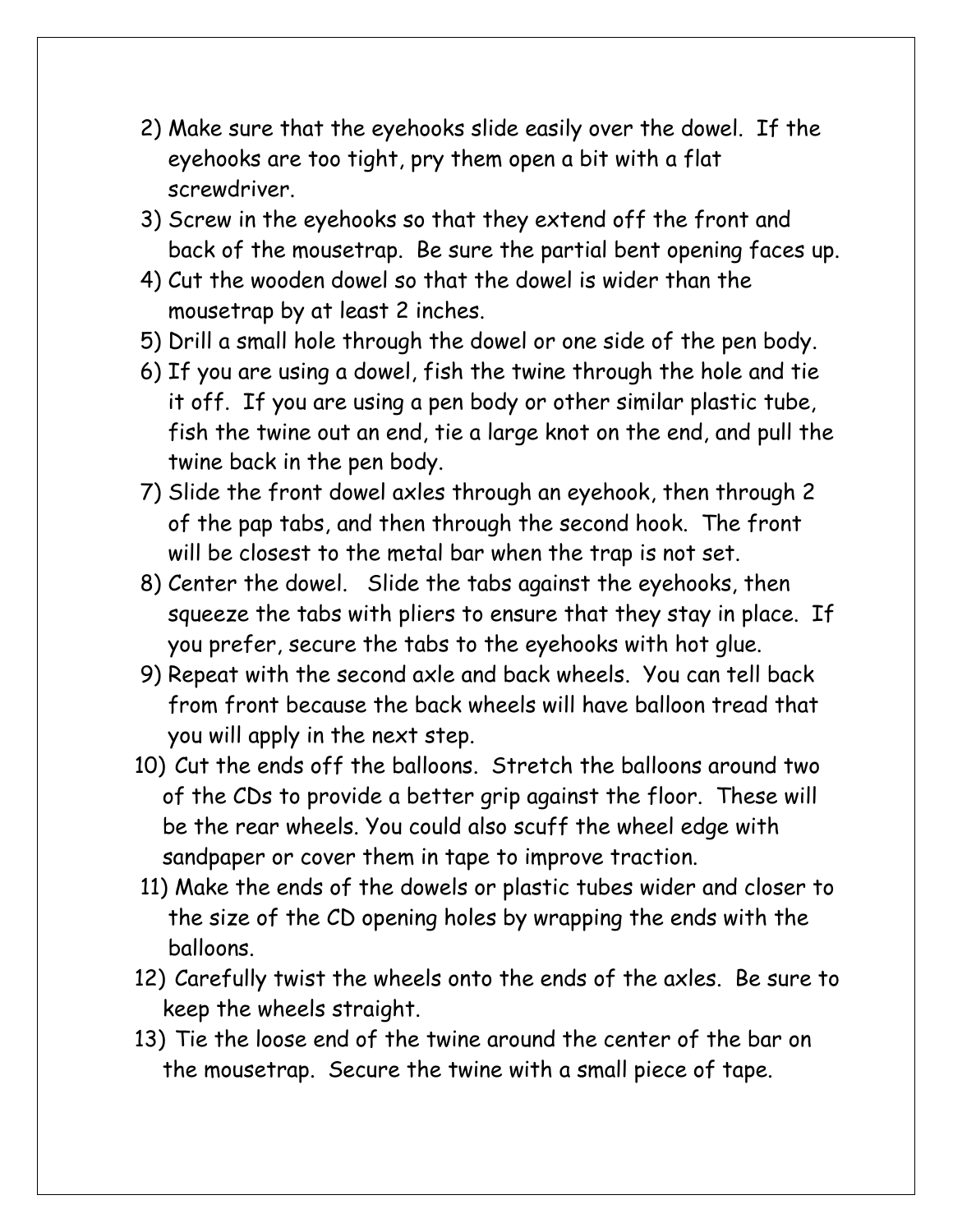2) Make sure that the eyehooks slide easily over the dowel. If the eyehooks are too tight, pry them open a bit with a flat screwdriver.
3) Screw in the eyehooks so that they extend off the front and back of the mousetrap. Be sure the partial bent opening faces up.
4) Cut the wooden dowel so that the dowel is wider than the mousetrap by at least 2 inches.
5) Drill a small hole through the dowel or one side of the pen body.
6) If you are using a dowel, fish the twine through the hole and tie it off. If you are using a pen body or other similar plastic tube, fish the twine out an end, tie a large knot on the end, and pull the twine back in the pen body.
7) Slide the front dowel axles through an eyehook, then through 2 of the pap tabs, and then through the second hook. The front will be closest to the metal bar when the trap is not set.
8) Center the dowel. Slide the tabs against the eyehooks, then squeeze the tabs with pliers to ensure that they stay in place. If you prefer, secure the tabs to the eyehooks with hot glue.
9) Repeat with the second axle and back wheels. You can tell back from front because the back wheels will have balloon tread that you will apply in the next step.
10) Cut the ends off the balloons. Stretch the balloons around two of the CDs to provide a better grip against the floor. These will be the rear wheels. You could also scuff the wheel edge with sandpaper or cover them in tape to improve traction.
11) Make the ends of the dowels or plastic tubes wider and closer to the size of the CD opening holes by wrapping the ends with the balloons.
12) Carefully twist the wheels onto the ends of the axles. Be sure to keep the wheels straight.
13) Tie the loose end of the twine around the center of the bar on the mousetrap. Secure the twine with a small piece of tape.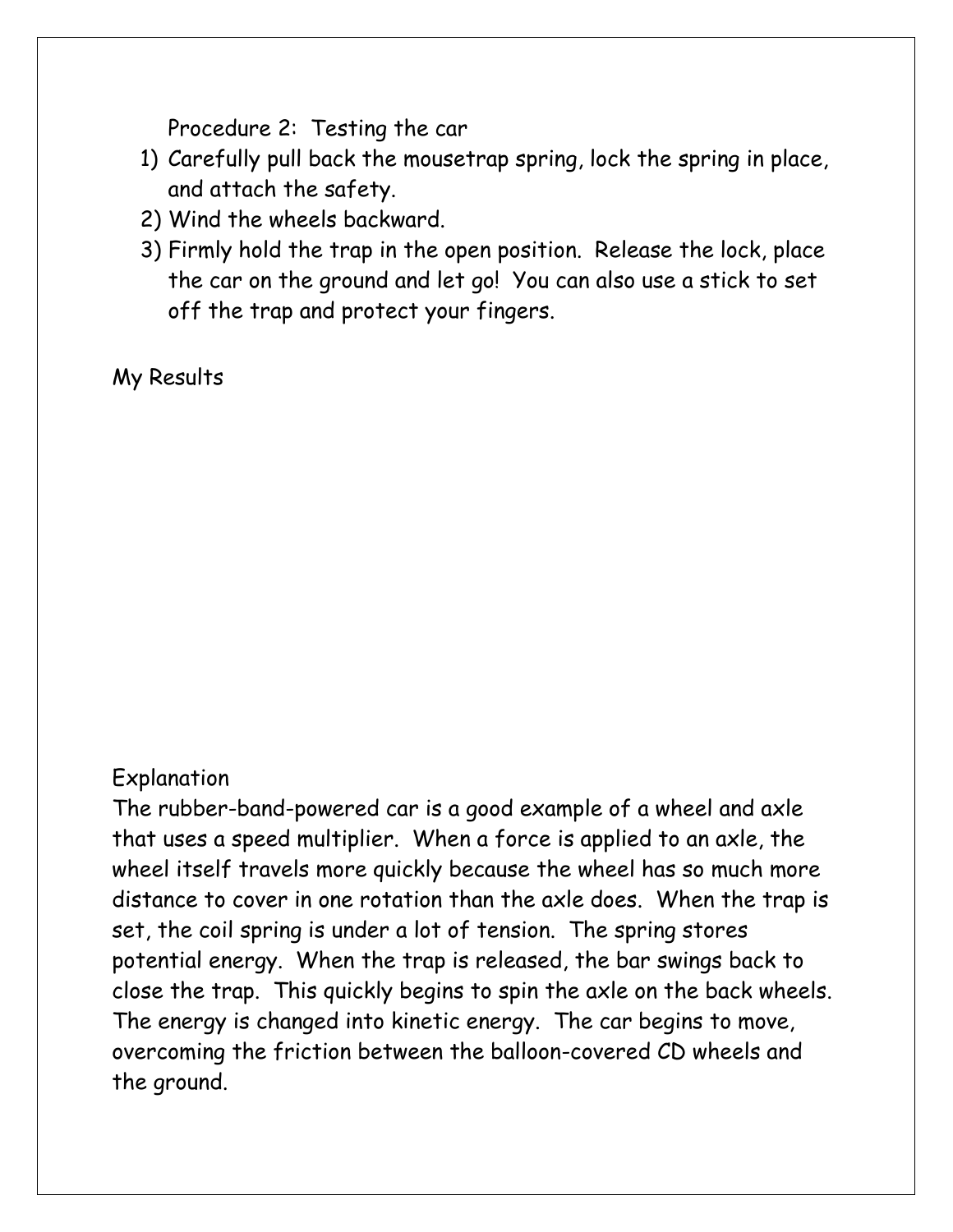Procedure 2: Testing the car

1) Carefully pull back the mousetrap spring, lock the spring in place, and attach the safety.
2) Wind the wheels backward.
3) Firmly hold the trap in the open position. Release the lock, place the car on the ground and let go! You can also use a stick to set off the trap and protect your fingers.

My Results

Explanation

The rubber-band-powered car is a good example of a wheel and axle that uses a speed multiplier. When a force is applied to an axle, the wheel itself travels more quickly because the wheel has so much more distance to cover in one rotation than the axle does. When the trap is set, the coil spring is under a lot of tension. The spring stores potential energy. When the trap is released, the bar swings back to close the trap. This quickly begins to spin the axle on the back wheels. The energy is changed into kinetic energy. The car begins to move, overcoming the friction between the balloon-covered CD wheels and the ground.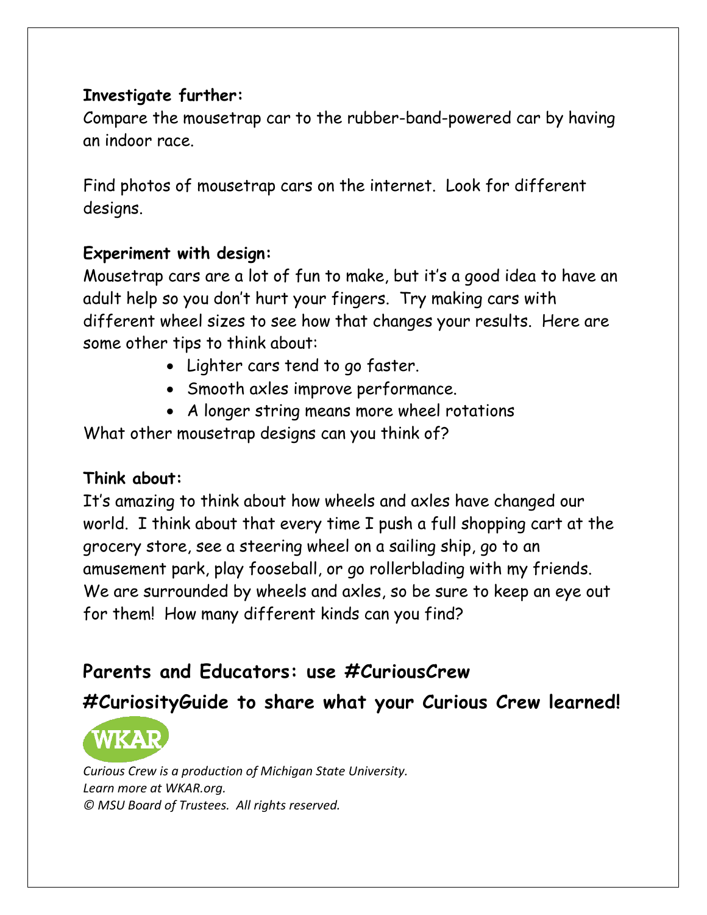**Investigate further:**

Compare the mousetrap car to the rubber-band-powered car by having an indoor race.

Find photos of mousetrap cars on the internet. Look for different designs.

**Experiment with design:**

Mousetrap cars are a lot of fun to make, but it's a good idea to have an adult help so you don't hurt your fingers. Try making cars with different wheel sizes to see how that changes your results. Here are some other tips to think about:

- Lighter cars tend to go faster.
- Smooth axles improve performance.
- A longer string means more wheel rotations

What other mousetrap designs can you think of?

**Think about:**

It's amazing to think about how wheels and axles have changed our world. I think about that every time I push a full shopping cart at the grocery store, see a steering wheel on a sailing ship, go to an amusement park, play fooseball, or go rollerblading with my friends. We are surrounded by wheels and axles, so be sure to keep an eye out for them! How many different kinds can you find?

## Parents and Educators: use #CuriousCrew #CuriosityGuide to share what your Curious Crew learned!

WKAR

*Curious Crew is a production of Michigan State University.*
*Learn more at WKAR.org.*
*© MSU Board of Trustees. All rights reserved.*